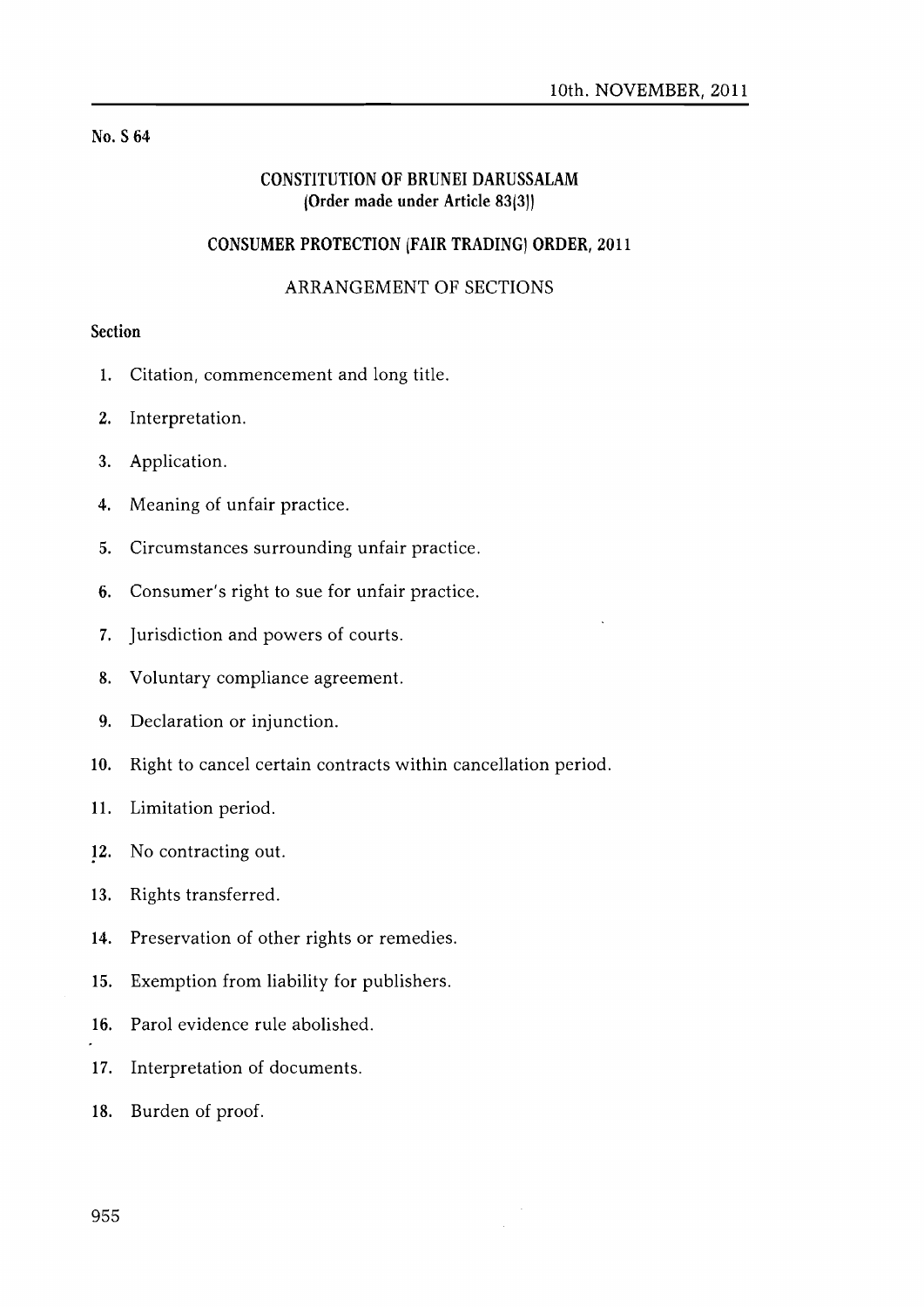10th. NOVEMBER, 2011

No. S 64

## CONSTITUTION OF BRUNEI DARUSSALAM
### (Order made under Article 83(3))

## CONSUMER PROTECTION (FAIR TRADING) ORDER, 2011

### ARRANGEMENT OF SECTIONS

**Section**

1. Citation, commencement and long title.
2. Interpretation.
3. Application.
4. Meaning of unfair practice.
5. Circumstances surrounding unfair practice.
6. Consumer's right to sue for unfair practice.
7. Jurisdiction and powers of courts.
8. Voluntary compliance agreement.
9. Declaration or injunction.
10. Right to cancel certain contracts within cancellation period.
11. Limitation period.
12. No contracting out.
13. Rights transferred.
14. Preservation of other rights or remedies.
15. Exemption from liability for publishers.
16. Parol evidence rule abolished.
17. Interpretation of documents.
18. Burden of proof.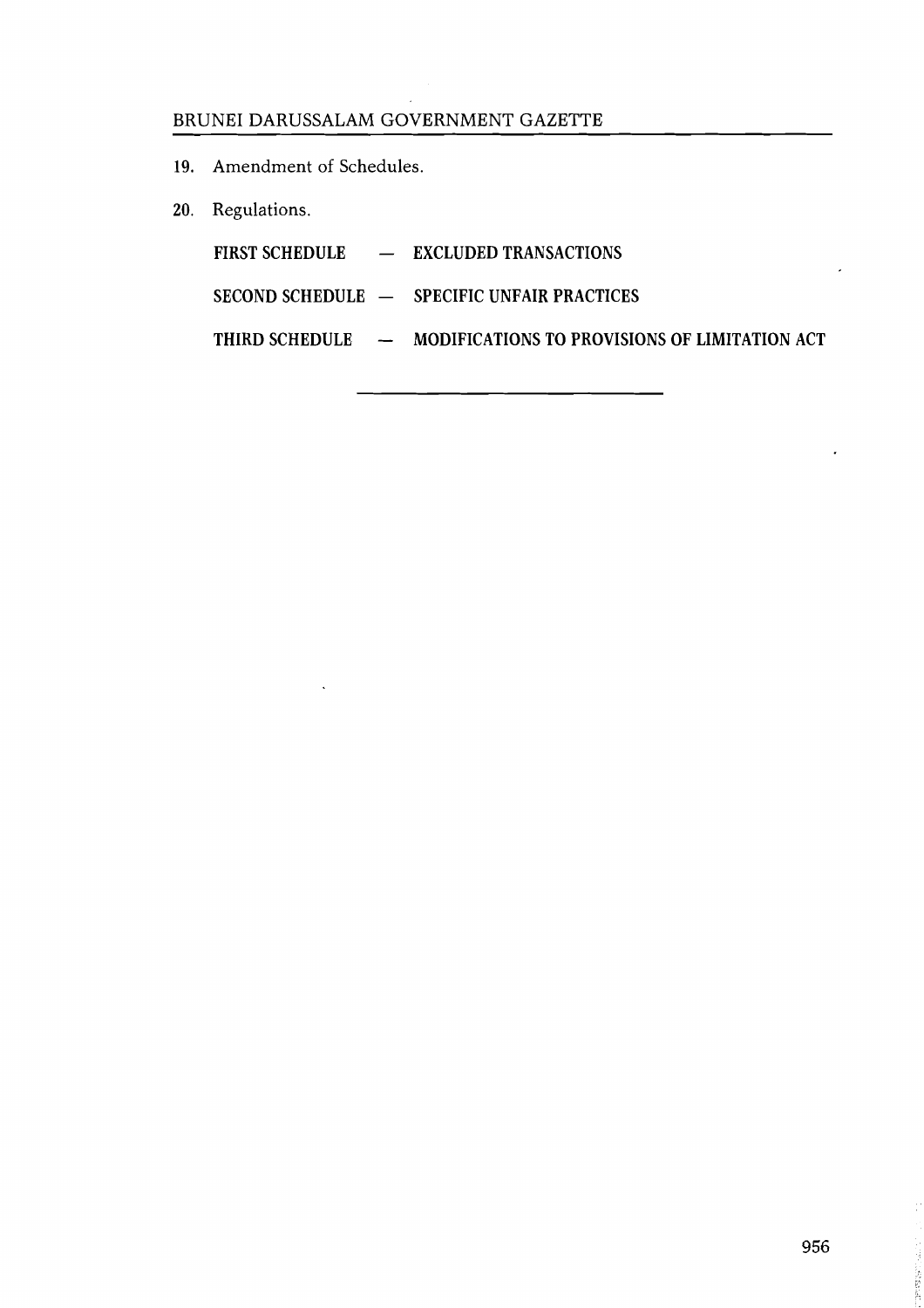19. Amendment of Schedules.

20. Regulations.

**FIRST SCHEDULE — EXCLUDED TRANSACTIONS**

**SECOND SCHEDULE — SPECIFIC UNFAIR PRACTICES**

**THIRD SCHEDULE — MODIFICATIONS TO PROVISIONS OF LIMITATION ACT**

---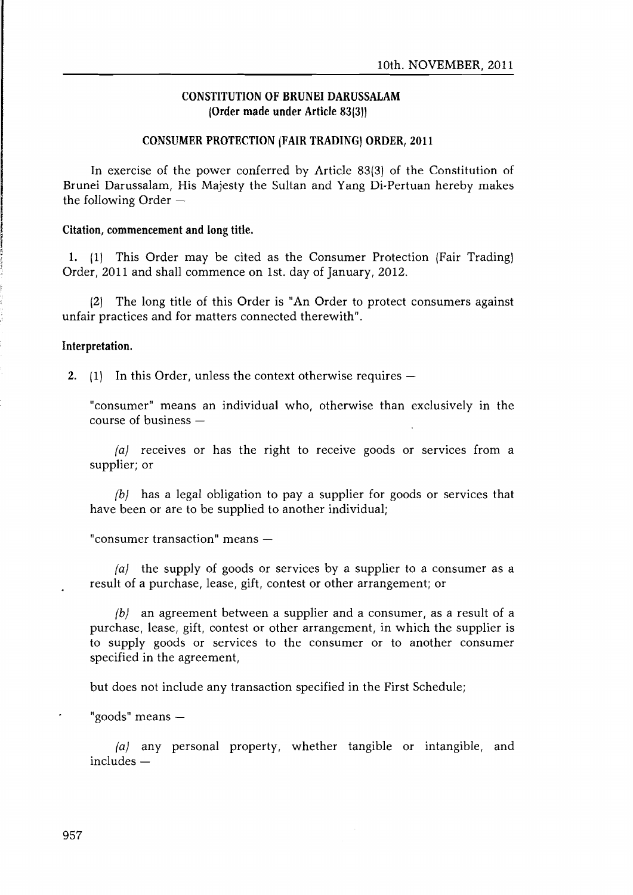## CONSTITUTION OF BRUNEI DARUSSALAM
**(Order made under Article 83(3))**

## CONSUMER PROTECTION (FAIR TRADING) ORDER, 2011

In exercise of the power conferred by Article 83(3) of the Constitution of Brunei Darussalam, His Majesty the Sultan and Yang Di-Pertuan hereby makes the following Order —

**Citation, commencement and long title.**

**1.** (1) This Order may be cited as the Consumer Protection (Fair Trading) Order, 2011 and shall commence on 1st. day of January, 2012.

(2) The long title of this Order is "An Order to protect consumers against unfair practices and for matters connected therewith".

**Interpretation.**

**2.** (1) In this Order, unless the context otherwise requires —

"consumer" means an individual who, otherwise than exclusively in the course of business —

*(a)* receives or has the right to receive goods or services from a supplier; or

*(b)* has a legal obligation to pay a supplier for goods or services that have been or are to be supplied to another individual;

"consumer transaction" means —

*(a)* the supply of goods or services by a supplier to a consumer as a result of a purchase, lease, gift, contest or other arrangement; or

*(b)* an agreement between a supplier and a consumer, as a result of a purchase, lease, gift, contest or other arrangement, in which the supplier is to supply goods or services to the consumer or to another consumer specified in the agreement,

but does not include any transaction specified in the First Schedule;

"goods" means —

*(a)* any personal property, whether tangible or intangible, and includes —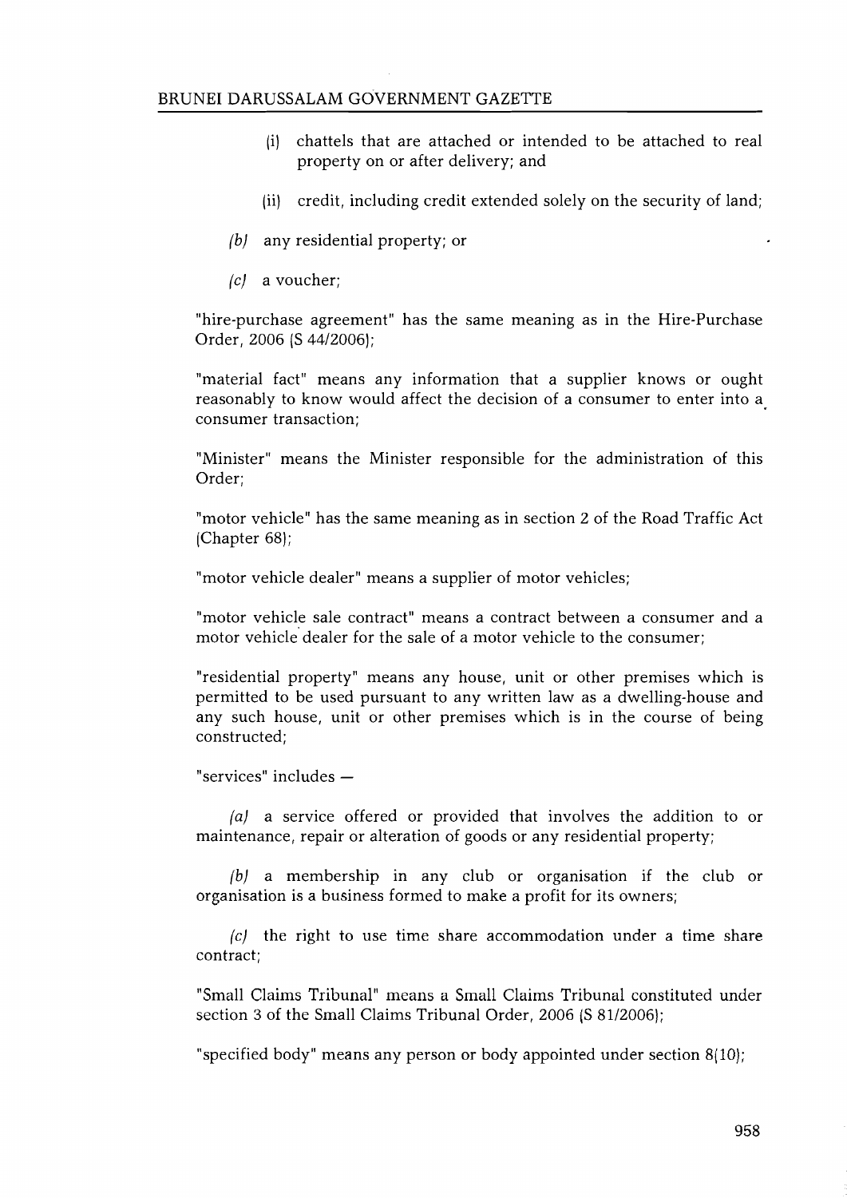(i) chattels that are attached or intended to be attached to real property on or after delivery; and

(ii) credit, including credit extended solely on the security of land;

*(b)* any residential property; or

*(c)* a voucher;

"hire-purchase agreement" has the same meaning as in the Hire-Purchase Order, 2006 (S 44/2006);

"material fact" means any information that a supplier knows or ought reasonably to know would affect the decision of a consumer to enter into a consumer transaction;

"Minister" means the Minister responsible for the administration of this Order;

"motor vehicle" has the same meaning as in section 2 of the Road Traffic Act (Chapter 68);

"motor vehicle dealer" means a supplier of motor vehicles;

"motor vehicle sale contract" means a contract between a consumer and a motor vehicle dealer for the sale of a motor vehicle to the consumer;

"residential property" means any house, unit or other premises which is permitted to be used pursuant to any written law as a dwelling-house and any such house, unit or other premises which is in the course of being constructed;

"services" includes —

*(a)* a service offered or provided that involves the addition to or maintenance, repair or alteration of goods or any residential property;

*(b)* a membership in any club or organisation if the club or organisation is a business formed to make a profit for its owners;

*(c)* the right to use time share accommodation under a time share contract;

"Small Claims Tribunal" means a Small Claims Tribunal constituted under section 3 of the Small Claims Tribunal Order, 2006 (S 81/2006);

"specified body" means any person or body appointed under section 8(10);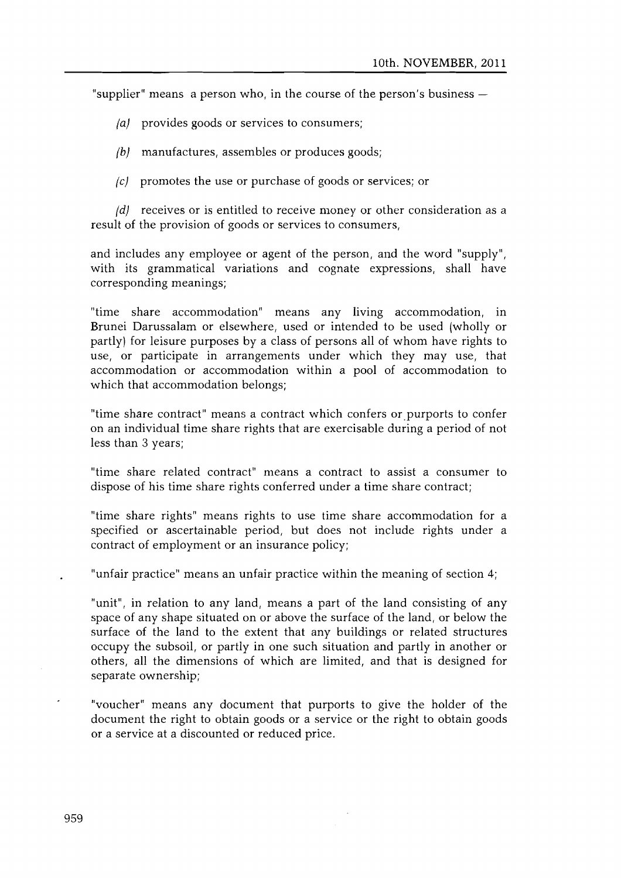"supplier" means a person who, in the course of the person's business —

*(a)* provides goods or services to consumers;

*(b)* manufactures, assembles or produces goods;

*(c)* promotes the use or purchase of goods or services; or

*(d)* receives or is entitled to receive money or other consideration as a result of the provision of goods or services to consumers,

and includes any employee or agent of the person, and the word "supply", with its grammatical variations and cognate expressions, shall have corresponding meanings;

"time share accommodation" means any living accommodation, in Brunei Darussalam or elsewhere, used or intended to be used (wholly or partly) for leisure purposes by a class of persons all of whom have rights to use, or participate in arrangements under which they may use, that accommodation or accommodation within a pool of accommodation to which that accommodation belongs;

"time share contract" means a contract which confers or purports to confer on an individual time share rights that are exercisable during a period of not less than 3 years;

"time share related contract" means a contract to assist a consumer to dispose of his time share rights conferred under a time share contract;

"time share rights" means rights to use time share accommodation for a specified or ascertainable period, but does not include rights under a contract of employment or an insurance policy;

"unfair practice" means an unfair practice within the meaning of section 4;

"unit", in relation to any land, means a part of the land consisting of any space of any shape situated on or above the surface of the land, or below the surface of the land to the extent that any buildings or related structures occupy the subsoil, or partly in one such situation and partly in another or others, all the dimensions of which are limited, and that is designed for separate ownership;

"voucher" means any document that purports to give the holder of the document the right to obtain goods or a service or the right to obtain goods or a service at a discounted or reduced price.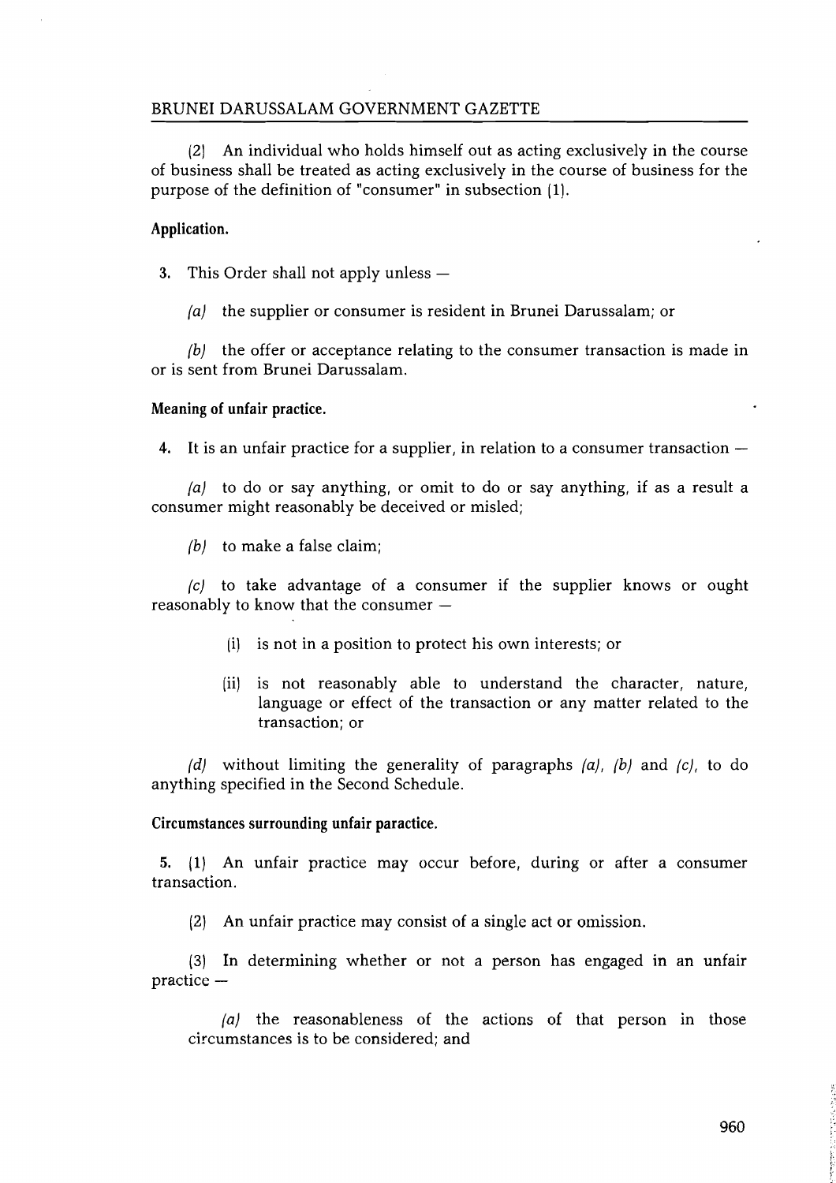(2) An individual who holds himself out as acting exclusively in the course of business shall be treated as acting exclusively in the course of business for the purpose of the definition of "consumer" in subsection (1).

**Application.**

3. This Order shall not apply unless —

*(a)* the supplier or consumer is resident in Brunei Darussalam; or

*(b)* the offer or acceptance relating to the consumer transaction is made in or is sent from Brunei Darussalam.

**Meaning of unfair practice.**

4. It is an unfair practice for a supplier, in relation to a consumer transaction —

*(a)* to do or say anything, or omit to do or say anything, if as a result a consumer might reasonably be deceived or misled;

*(b)* to make a false claim;

*(c)* to take advantage of a consumer if the supplier knows or ought reasonably to know that the consumer —

(i) is not in a position to protect his own interests; or

(ii) is not reasonably able to understand the character, nature, language or effect of the transaction or any matter related to the transaction; or

*(d)* without limiting the generality of paragraphs *(a)*, *(b)* and *(c)*, to do anything specified in the Second Schedule.

**Circumstances surrounding unfair paractice.**

5. (1) An unfair practice may occur before, during or after a consumer transaction.

(2) An unfair practice may consist of a single act or omission.

(3) In determining whether or not a person has engaged in an unfair practice —

*(a)* the reasonableness of the actions of that person in those circumstances is to be considered; and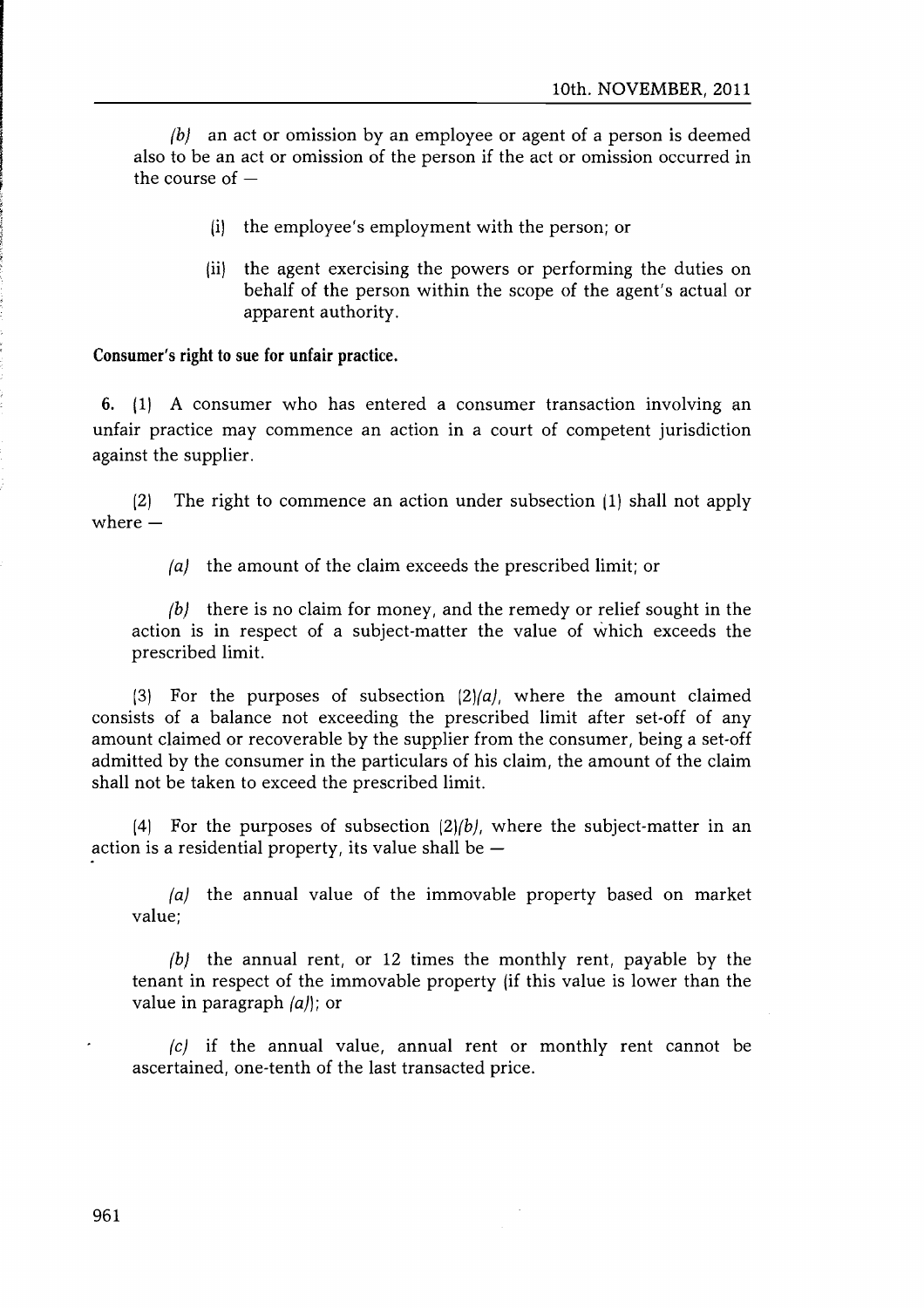*(b)* an act or omission by an employee or agent of a person is deemed also to be an act or omission of the person if the act or omission occurred in the course of —

(i) the employee's employment with the person; or

(ii) the agent exercising the powers or performing the duties on behalf of the person within the scope of the agent's actual or apparent authority.

**Consumer's right to sue for unfair practice.**

**6.** (1) A consumer who has entered a consumer transaction involving an unfair practice may commence an action in a court of competent jurisdiction against the supplier.

(2) The right to commence an action under subsection (1) shall not apply where —

*(a)* the amount of the claim exceeds the prescribed limit; or

*(b)* there is no claim for money, and the remedy or relief sought in the action is in respect of a subject-matter the value of which exceeds the prescribed limit.

(3) For the purposes of subsection (2)*(a)*, where the amount claimed consists of a balance not exceeding the prescribed limit after set-off of any amount claimed or recoverable by the supplier from the consumer, being a set-off admitted by the consumer in the particulars of his claim, the amount of the claim shall not be taken to exceed the prescribed limit.

(4) For the purposes of subsection (2)*(b)*, where the subject-matter in an action is a residential property, its value shall be —

*(a)* the annual value of the immovable property based on market value;

*(b)* the annual rent, or 12 times the monthly rent, payable by the tenant in respect of the immovable property (if this value is lower than the value in paragraph *(a)*); or

*(c)* if the annual value, annual rent or monthly rent cannot be ascertained, one-tenth of the last transacted price.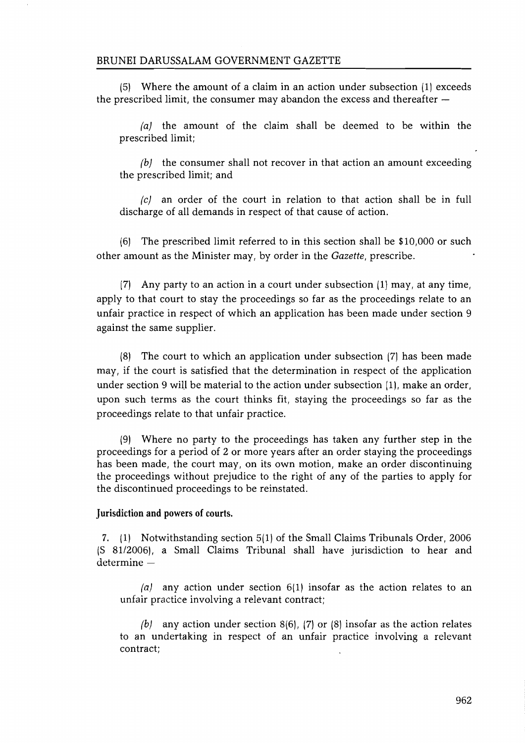(5) Where the amount of a claim in an action under subsection (1) exceeds the prescribed limit, the consumer may abandon the excess and thereafter —

*(a)* the amount of the claim shall be deemed to be within the prescribed limit;

*(b)* the consumer shall not recover in that action an amount exceeding the prescribed limit; and

*(c)* an order of the court in relation to that action shall be in full discharge of all demands in respect of that cause of action.

(6) The prescribed limit referred to in this section shall be $10,000 or such other amount as the Minister may, by order in the *Gazette*, prescribe.

(7) Any party to an action in a court under subsection (1) may, at any time, apply to that court to stay the proceedings so far as the proceedings relate to an unfair practice in respect of which an application has been made under section 9 against the same supplier.

(8) The court to which an application under subsection (7) has been made may, if the court is satisfied that the determination in respect of the application under section 9 will be material to the action under subsection (1), make an order, upon such terms as the court thinks fit, staying the proceedings so far as the proceedings relate to that unfair practice.

(9) Where no party to the proceedings has taken any further step in the proceedings for a period of 2 or more years after an order staying the proceedings has been made, the court may, on its own motion, make an order discontinuing the proceedings without prejudice to the right of any of the parties to apply for the discontinued proceedings to be reinstated.

**Jurisdiction and powers of courts.**

7. (1) Notwithstanding section 5(1) of the Small Claims Tribunals Order, 2006 (S 81/2006), a Small Claims Tribunal shall have jurisdiction to hear and determine —

*(a)* any action under section 6(1) insofar as the action relates to an unfair practice involving a relevant contract;

*(b)* any action under section 8(6), (7) or (8) insofar as the action relates to an undertaking in respect of an unfair practice involving a relevant contract;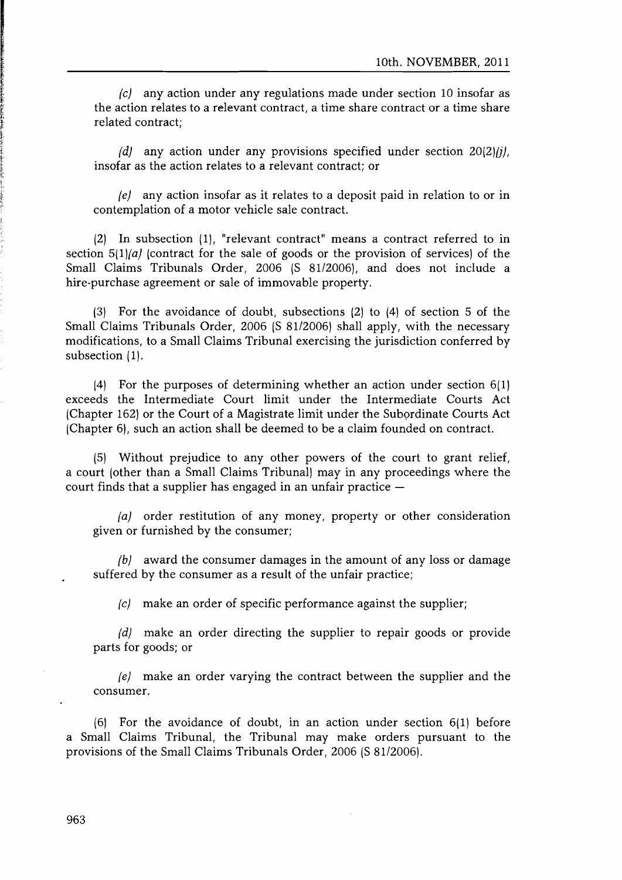*(c)* any action under any regulations made under section 10 insofar as the action relates to a relevant contract, a time share contract or a time share related contract;

*(d)* any action under any provisions specified under section 20(2)*(j)*, insofar as the action relates to a relevant contract; or

*(e)* any action insofar as it relates to a deposit paid in relation to or in contemplation of a motor vehicle sale contract.

(2) In subsection (1), "relevant contract" means a contract referred to in section 5(1)*(a)* (contract for the sale of goods or the provision of services) of the Small Claims Tribunals Order, 2006 (S 81/2006), and does not include a hire-purchase agreement or sale of immovable property.

(3) For the avoidance of doubt, subsections (2) to (4) of section 5 of the Small Claims Tribunals Order, 2006 (S 81/2006) shall apply, with the necessary modifications, to a Small Claims Tribunal exercising the jurisdiction conferred by subsection (1).

(4) For the purposes of determining whether an action under section 6(1) exceeds the Intermediate Court limit under the Intermediate Courts Act (Chapter 162) or the Court of a Magistrate limit under the Subordinate Courts Act (Chapter 6), such an action shall be deemed to be a claim founded on contract.

(5) Without prejudice to any other powers of the court to grant relief, a court (other than a Small Claims Tribunal) may in any proceedings where the court finds that a supplier has engaged in an unfair practice —

*(a)* order restitution of any money, property or other consideration given or furnished by the consumer;

*(b)* award the consumer damages in the amount of any loss or damage suffered by the consumer as a result of the unfair practice;

*(c)* make an order of specific performance against the supplier;

*(d)* make an order directing the supplier to repair goods or provide parts for goods; or

*(e)* make an order varying the contract between the supplier and the consumer.

(6) For the avoidance of doubt, in an action under section 6(1) before a Small Claims Tribunal, the Tribunal may make orders pursuant to the provisions of the Small Claims Tribunals Order, 2006 (S 81/2006).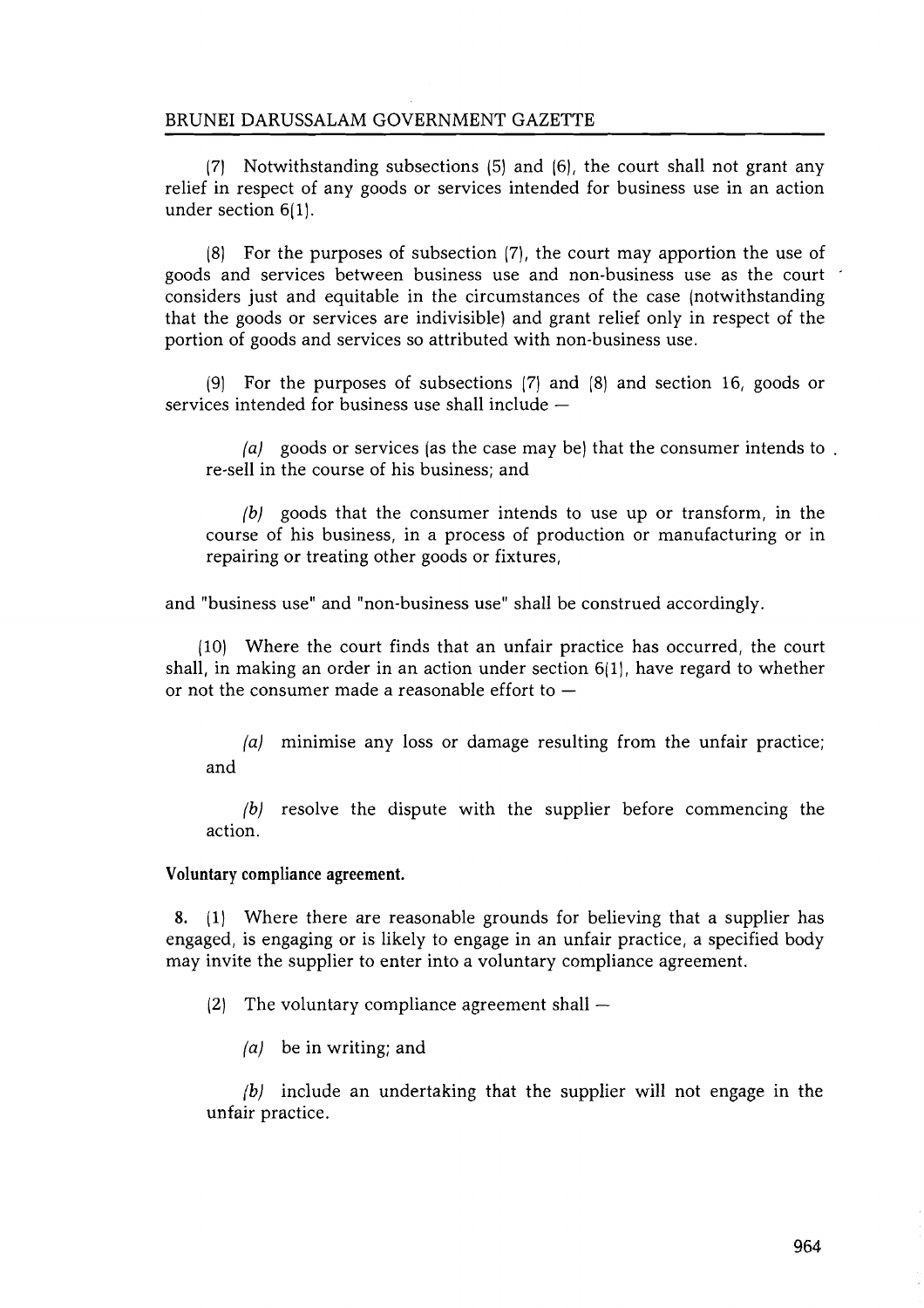(7) Notwithstanding subsections (5) and (6), the court shall not grant any relief in respect of any goods or services intended for business use in an action under section 6(1).

(8) For the purposes of subsection (7), the court may apportion the use of goods and services between business use and non-business use as the court considers just and equitable in the circumstances of the case (notwithstanding that the goods or services are indivisible) and grant relief only in respect of the portion of goods and services so attributed with non-business use.

(9) For the purposes of subsections (7) and (8) and section 16, goods or services intended for business use shall include —

*(a)* goods or services (as the case may be) that the consumer intends to re-sell in the course of his business; and

*(b)* goods that the consumer intends to use up or transform, in the course of his business, in a process of production or manufacturing or in repairing or treating other goods or fixtures,

and "business use" and "non-business use" shall be construed accordingly.

(10) Where the court finds that an unfair practice has occurred, the court shall, in making an order in an action under section 6(1), have regard to whether or not the consumer made a reasonable effort to —

*(a)* minimise any loss or damage resulting from the unfair practice; and

*(b)* resolve the dispute with the supplier before commencing the action.

**Voluntary compliance agreement.**

**8.** (1) Where there are reasonable grounds for believing that a supplier has engaged, is engaging or is likely to engage in an unfair practice, a specified body may invite the supplier to enter into a voluntary compliance agreement.

(2) The voluntary compliance agreement shall —

*(a)* be in writing; and

*(b)* include an undertaking that the supplier will not engage in the unfair practice.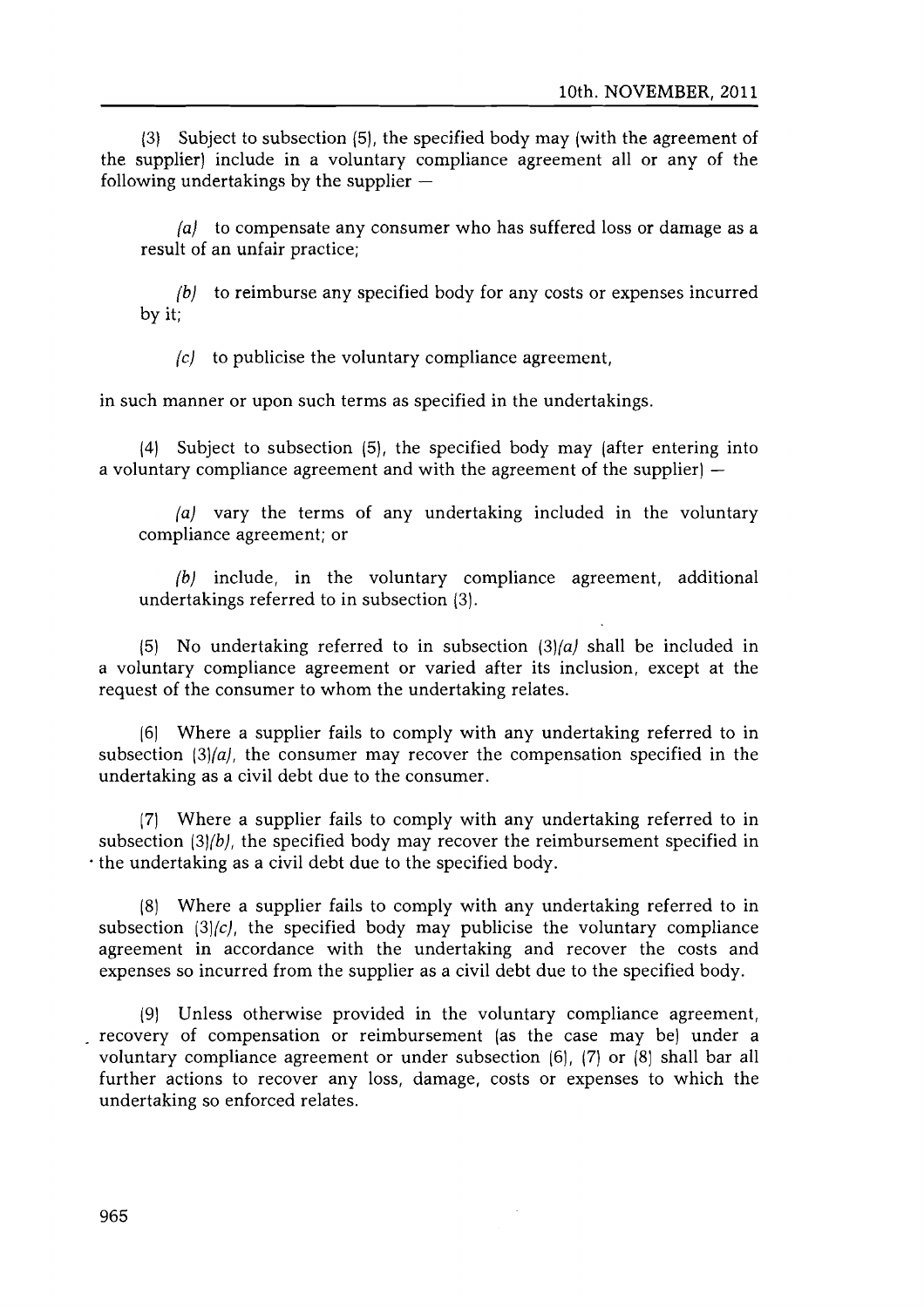(3) Subject to subsection (5), the specified body may (with the agreement of the supplier) include in a voluntary compliance agreement all or any of the following undertakings by the supplier —

*(a)* to compensate any consumer who has suffered loss or damage as a result of an unfair practice;

*(b)* to reimburse any specified body for any costs or expenses incurred by it;

*(c)* to publicise the voluntary compliance agreement,

in such manner or upon such terms as specified in the undertakings.

(4) Subject to subsection (5), the specified body may (after entering into a voluntary compliance agreement and with the agreement of the supplier) —

*(a)* vary the terms of any undertaking included in the voluntary compliance agreement; or

*(b)* include, in the voluntary compliance agreement, additional undertakings referred to in subsection (3).

(5) No undertaking referred to in subsection (3)*(a)* shall be included in a voluntary compliance agreement or varied after its inclusion, except at the request of the consumer to whom the undertaking relates.

(6) Where a supplier fails to comply with any undertaking referred to in subsection (3)*(a)*, the consumer may recover the compensation specified in the undertaking as a civil debt due to the consumer.

(7) Where a supplier fails to comply with any undertaking referred to in subsection (3)*(b)*, the specified body may recover the reimbursement specified in the undertaking as a civil debt due to the specified body.

(8) Where a supplier fails to comply with any undertaking referred to in subsection (3)*(c)*, the specified body may publicise the voluntary compliance agreement in accordance with the undertaking and recover the costs and expenses so incurred from the supplier as a civil debt due to the specified body.

(9) Unless otherwise provided in the voluntary compliance agreement, recovery of compensation or reimbursement (as the case may be) under a voluntary compliance agreement or under subsection (6), (7) or (8) shall bar all further actions to recover any loss, damage, costs or expenses to which the undertaking so enforced relates.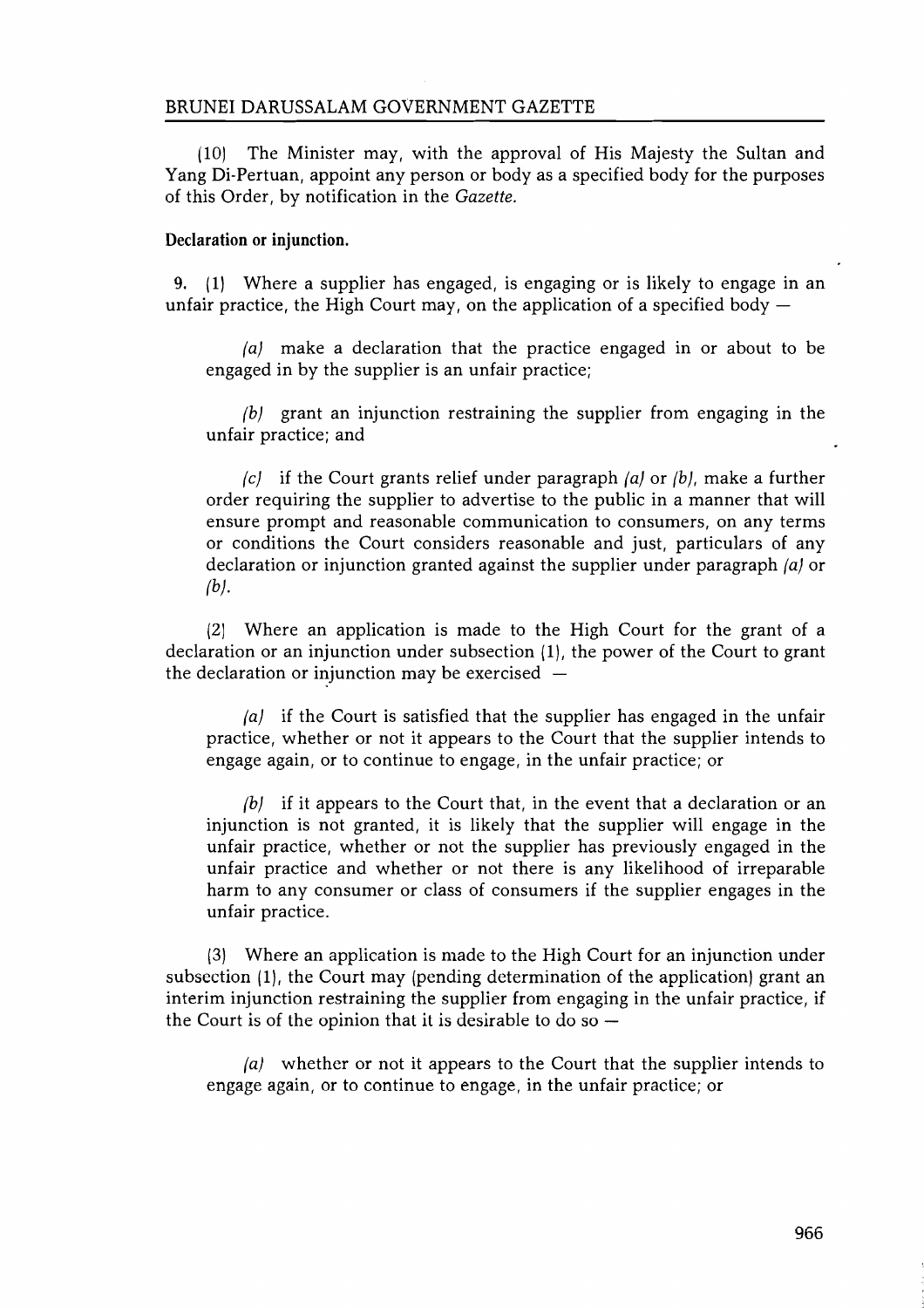(10) The Minister may, with the approval of His Majesty the Sultan and Yang Di-Pertuan, appoint any person or body as a specified body for the purposes of this Order, by notification in the *Gazette*.

**Declaration or injunction.**

**9.** (1) Where a supplier has engaged, is engaging or is likely to engage in an unfair practice, the High Court may, on the application of a specified body —

*(a)* make a declaration that the practice engaged in or about to be engaged in by the supplier is an unfair practice;

*(b)* grant an injunction restraining the supplier from engaging in the unfair practice; and

*(c)* if the Court grants relief under paragraph *(a)* or *(b)*, make a further order requiring the supplier to advertise to the public in a manner that will ensure prompt and reasonable communication to consumers, on any terms or conditions the Court considers reasonable and just, particulars of any declaration or injunction granted against the supplier under paragraph *(a)* or *(b)*.

(2) Where an application is made to the High Court for the grant of a declaration or an injunction under subsection (1), the power of the Court to grant the declaration or injunction may be exercised —

*(a)* if the Court is satisfied that the supplier has engaged in the unfair practice, whether or not it appears to the Court that the supplier intends to engage again, or to continue to engage, in the unfair practice; or

*(b)* if it appears to the Court that, in the event that a declaration or an injunction is not granted, it is likely that the supplier will engage in the unfair practice, whether or not the supplier has previously engaged in the unfair practice and whether or not there is any likelihood of irreparable harm to any consumer or class of consumers if the supplier engages in the unfair practice.

(3) Where an application is made to the High Court for an injunction under subsection (1), the Court may (pending determination of the application) grant an interim injunction restraining the supplier from engaging in the unfair practice, if the Court is of the opinion that it is desirable to do so —

*(a)* whether or not it appears to the Court that the supplier intends to engage again, or to continue to engage, in the unfair practice; or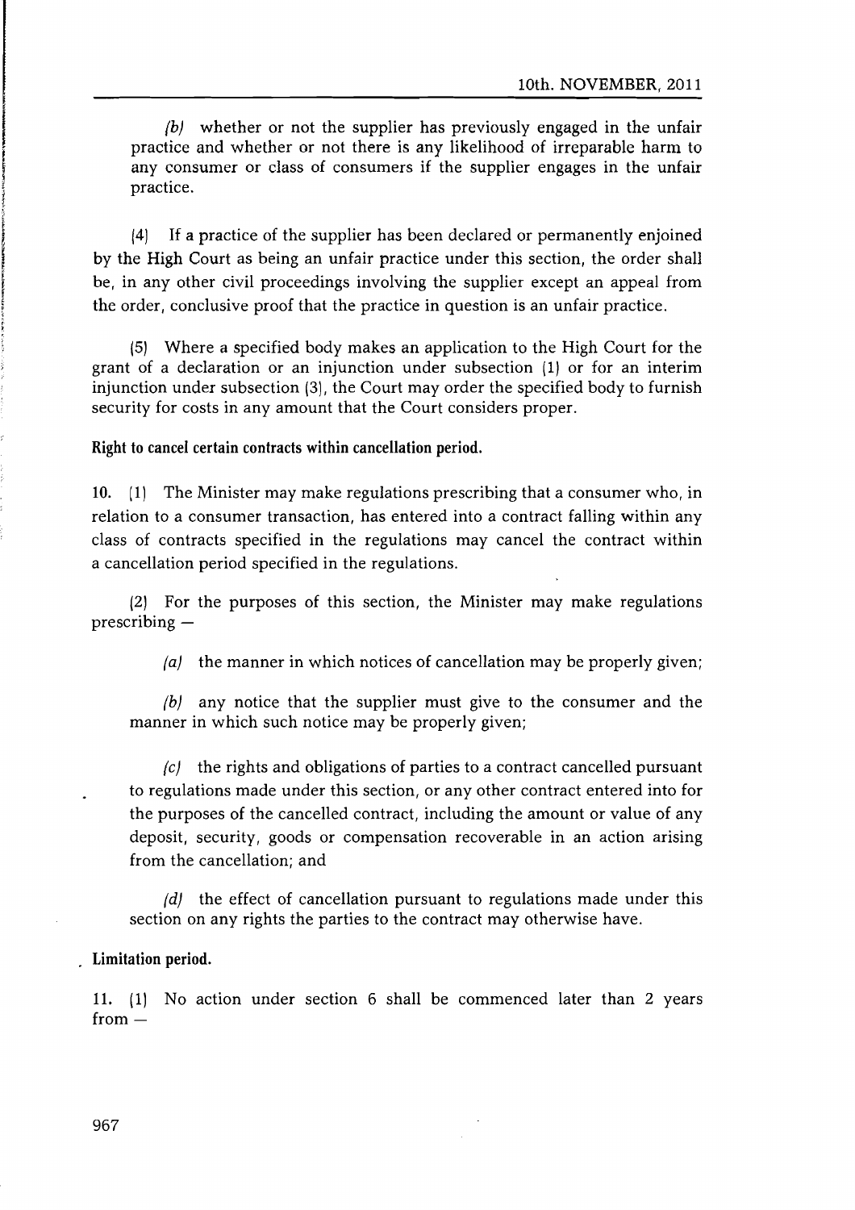*(b)* whether or not the supplier has previously engaged in the unfair practice and whether or not there is any likelihood of irreparable harm to any consumer or class of consumers if the supplier engages in the unfair practice.

(4) If a practice of the supplier has been declared or permanently enjoined by the High Court as being an unfair practice under this section, the order shall be, in any other civil proceedings involving the supplier except an appeal from the order, conclusive proof that the practice in question is an unfair practice.

(5) Where a specified body makes an application to the High Court for the grant of a declaration or an injunction under subsection (1) or for an interim injunction under subsection (3), the Court may order the specified body to furnish security for costs in any amount that the Court considers proper.

**Right to cancel certain contracts within cancellation period.**

10. (1) The Minister may make regulations prescribing that a consumer who, in relation to a consumer transaction, has entered into a contract falling within any class of contracts specified in the regulations may cancel the contract within a cancellation period specified in the regulations.

(2) For the purposes of this section, the Minister may make regulations prescribing —

*(a)* the manner in which notices of cancellation may be properly given;

*(b)* any notice that the supplier must give to the consumer and the manner in which such notice may be properly given;

*(c)* the rights and obligations of parties to a contract cancelled pursuant to regulations made under this section, or any other contract entered into for the purposes of the cancelled contract, including the amount or value of any deposit, security, goods or compensation recoverable in an action arising from the cancellation; and

*(d)* the effect of cancellation pursuant to regulations made under this section on any rights the parties to the contract may otherwise have.

**Limitation period.**

11. (1) No action under section 6 shall be commenced later than 2 years from —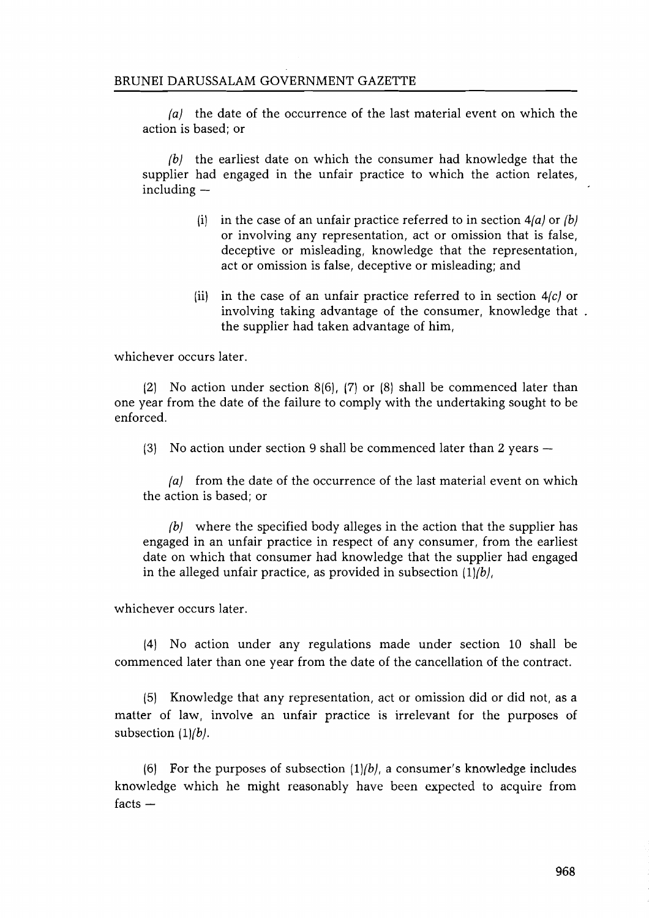*(a)* the date of the occurrence of the last material event on which the action is based; or

*(b)* the earliest date on which the consumer had knowledge that the supplier had engaged in the unfair practice to which the action relates, including —

> (i) in the case of an unfair practice referred to in section 4*(a)* or *(b)* or involving any representation, act or omission that is false, deceptive or misleading, knowledge that the representation, act or omission is false, deceptive or misleading; and
>
> (ii) in the case of an unfair practice referred to in section 4*(c)* or involving taking advantage of the consumer, knowledge that the supplier had taken advantage of him,

whichever occurs later.

(2) No action under section 8(6), (7) or (8) shall be commenced later than one year from the date of the failure to comply with the undertaking sought to be enforced.

(3) No action under section 9 shall be commenced later than 2 years —

*(a)* from the date of the occurrence of the last material event on which the action is based; or

*(b)* where the specified body alleges in the action that the supplier has engaged in an unfair practice in respect of any consumer, from the earliest date on which that consumer had knowledge that the supplier had engaged in the alleged unfair practice, as provided in subsection (1)*(b)*,

whichever occurs later.

(4) No action under any regulations made under section 10 shall be commenced later than one year from the date of the cancellation of the contract.

(5) Knowledge that any representation, act or omission did or did not, as a matter of law, involve an unfair practice is irrelevant for the purposes of subsection (1)*(b)*.

(6) For the purposes of subsection (1)*(b)*, a consumer's knowledge includes knowledge which he might reasonably have been expected to acquire from facts —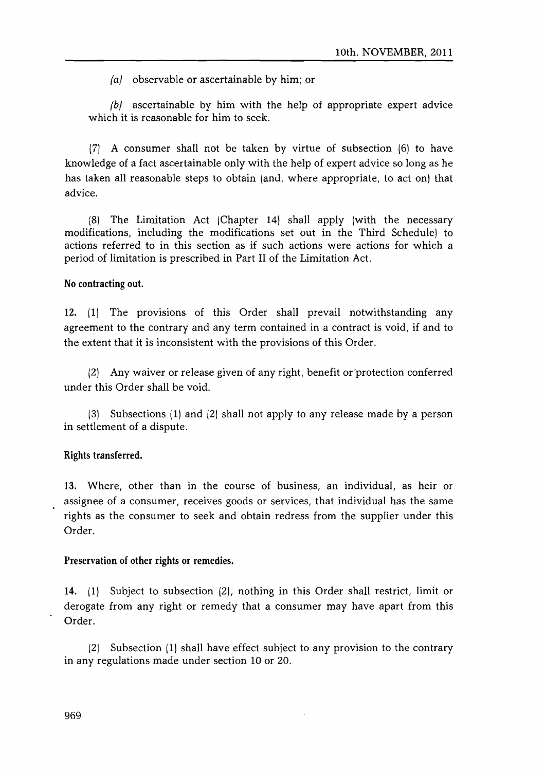*(a)* observable or ascertainable by him; or

*(b)* ascertainable by him with the help of appropriate expert advice which it is reasonable for him to seek.

(7) A consumer shall not be taken by virtue of subsection (6) to have knowledge of a fact ascertainable only with the help of expert advice so long as he has taken all reasonable steps to obtain (and, where appropriate, to act on) that advice.

(8) The Limitation Act (Chapter 14) shall apply (with the necessary modifications, including the modifications set out in the Third Schedule) to actions referred to in this section as if such actions were actions for which a period of limitation is prescribed in Part II of the Limitation Act.

**No contracting out.**

12. (1) The provisions of this Order shall prevail notwithstanding any agreement to the contrary and any term contained in a contract is void, if and to the extent that it is inconsistent with the provisions of this Order.

(2) Any waiver or release given of any right, benefit or protection conferred under this Order shall be void.

(3) Subsections (1) and (2) shall not apply to any release made by a person in settlement of a dispute.

**Rights transferred.**

13. Where, other than in the course of business, an individual, as heir or assignee of a consumer, receives goods or services, that individual has the same rights as the consumer to seek and obtain redress from the supplier under this Order.

**Preservation of other rights or remedies.**

14. (1) Subject to subsection (2), nothing in this Order shall restrict, limit or derogate from any right or remedy that a consumer may have apart from this Order.

(2) Subsection (1) shall have effect subject to any provision to the contrary in any regulations made under section 10 or 20.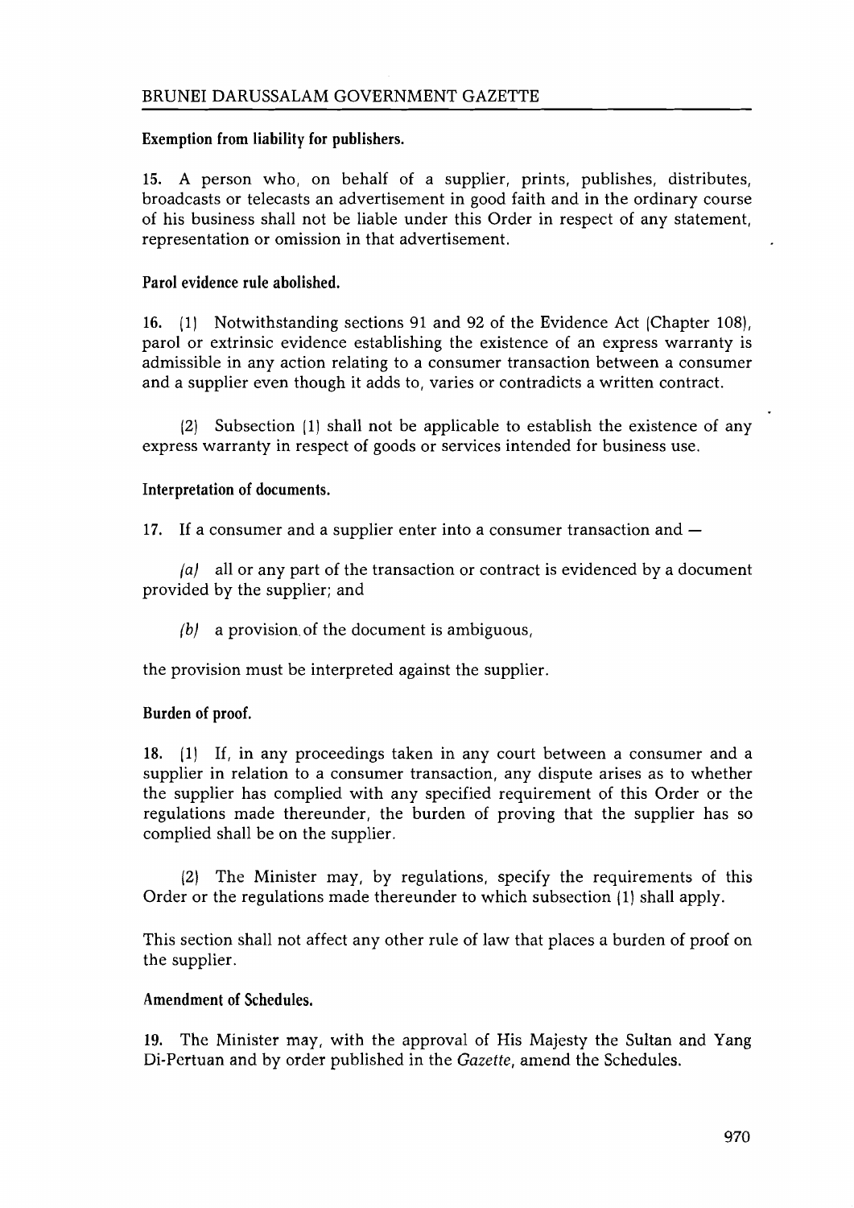**Exemption from liability for publishers.**

15. A person who, on behalf of a supplier, prints, publishes, distributes, broadcasts or telecasts an advertisement in good faith and in the ordinary course of his business shall not be liable under this Order in respect of any statement, representation or omission in that advertisement.

**Parol evidence rule abolished.**

16. (1) Notwithstanding sections 91 and 92 of the Evidence Act (Chapter 108), parol or extrinsic evidence establishing the existence of an express warranty is admissible in any action relating to a consumer transaction between a consumer and a supplier even though it adds to, varies or contradicts a written contract.

(2) Subsection (1) shall not be applicable to establish the existence of any express warranty in respect of goods or services intended for business use.

**Interpretation of documents.**

17. If a consumer and a supplier enter into a consumer transaction and —

*(a)* all or any part of the transaction or contract is evidenced by a document provided by the supplier; and

*(b)* a provision of the document is ambiguous,

the provision must be interpreted against the supplier.

**Burden of proof.**

18. (1) If, in any proceedings taken in any court between a consumer and a supplier in relation to a consumer transaction, any dispute arises as to whether the supplier has complied with any specified requirement of this Order or the regulations made thereunder, the burden of proving that the supplier has so complied shall be on the supplier.

(2) The Minister may, by regulations, specify the requirements of this Order or the regulations made thereunder to which subsection (1) shall apply.

This section shall not affect any other rule of law that places a burden of proof on the supplier.

**Amendment of Schedules.**

19. The Minister may, with the approval of His Majesty the Sultan and Yang Di-Pertuan and by order published in the *Gazette*, amend the Schedules.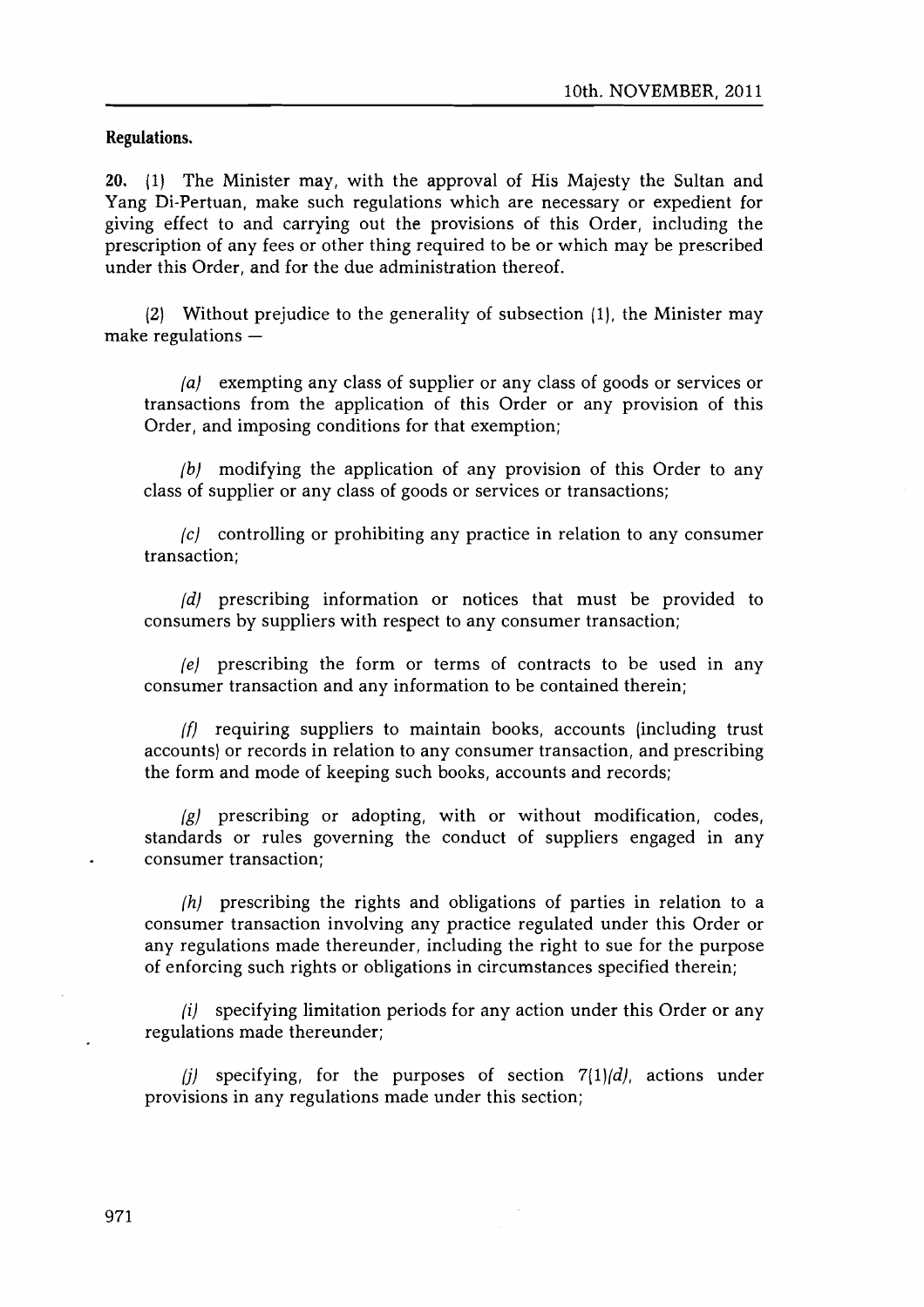**Regulations.**

**20.** (1) The Minister may, with the approval of His Majesty the Sultan and Yang Di-Pertuan, make such regulations which are necessary or expedient for giving effect to and carrying out the provisions of this Order, including the prescription of any fees or other thing required to be or which may be prescribed under this Order, and for the due administration thereof.

(2) Without prejudice to the generality of subsection (1), the Minister may make regulations —

*(a)* exempting any class of supplier or any class of goods or services or transactions from the application of this Order or any provision of this Order, and imposing conditions for that exemption;

*(b)* modifying the application of any provision of this Order to any class of supplier or any class of goods or services or transactions;

*(c)* controlling or prohibiting any practice in relation to any consumer transaction;

*(d)* prescribing information or notices that must be provided to consumers by suppliers with respect to any consumer transaction;

*(e)* prescribing the form or terms of contracts to be used in any consumer transaction and any information to be contained therein;

*(f)* requiring suppliers to maintain books, accounts (including trust accounts) or records in relation to any consumer transaction, and prescribing the form and mode of keeping such books, accounts and records;

*(g)* prescribing or adopting, with or without modification, codes, standards or rules governing the conduct of suppliers engaged in any consumer transaction;

*(h)* prescribing the rights and obligations of parties in relation to a consumer transaction involving any practice regulated under this Order or any regulations made thereunder, including the right to sue for the purpose of enforcing such rights or obligations in circumstances specified therein;

*(i)* specifying limitation periods for any action under this Order or any regulations made thereunder;

*(j)* specifying, for the purposes of section 7(1)*(d)*, actions under provisions in any regulations made under this section;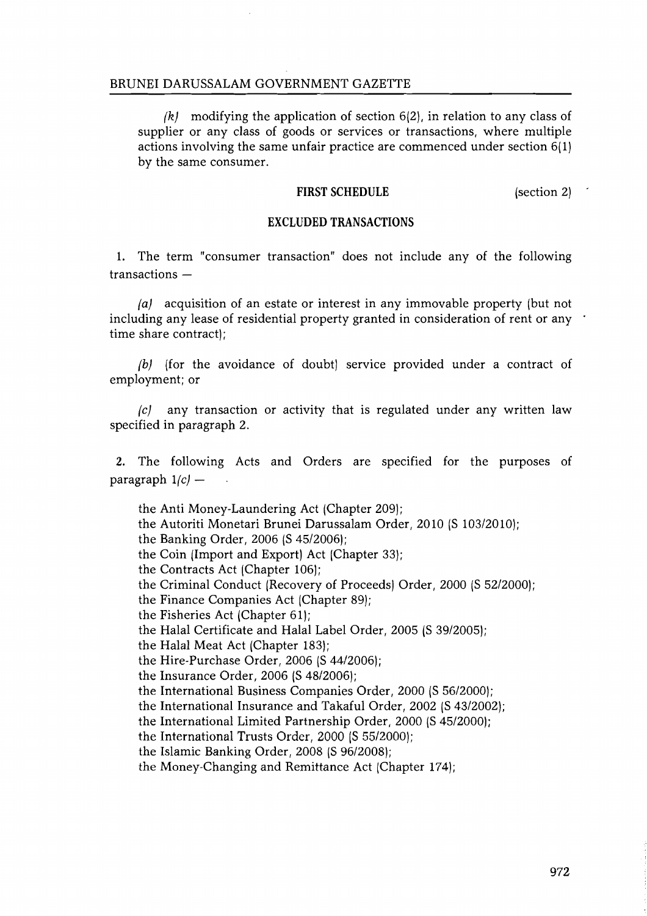*(k)* modifying the application of section 6(2), in relation to any class of supplier or any class of goods or services or transactions, where multiple actions involving the same unfair practice are commenced under section 6(1) by the same consumer.

## FIRST SCHEDULE

(section 2)

### EXCLUDED TRANSACTIONS

1. The term "consumer transaction" does not include any of the following transactions —

*(a)* acquisition of an estate or interest in any immovable property (but not including any lease of residential property granted in consideration of rent or any time share contract);

*(b)* (for the avoidance of doubt) service provided under a contract of employment; or

*(c)* any transaction or activity that is regulated under any written law specified in paragraph 2.

2. The following Acts and Orders are specified for the purposes of paragraph 1*(c)* —

the Anti Money-Laundering Act (Chapter 209);
the Autoriti Monetari Brunei Darussalam Order, 2010 (S 103/2010);
the Banking Order, 2006 (S 45/2006);
the Coin (Import and Export) Act (Chapter 33);
the Contracts Act (Chapter 106);
the Criminal Conduct (Recovery of Proceeds) Order, 2000 (S 52/2000);
the Finance Companies Act (Chapter 89);
the Fisheries Act (Chapter 61);
the Halal Certificate and Halal Label Order, 2005 (S 39/2005);
the Halal Meat Act (Chapter 183);
the Hire-Purchase Order, 2006 (S 44/2006);
the Insurance Order, 2006 (S 48/2006);
the International Business Companies Order, 2000 (S 56/2000);
the International Insurance and Takaful Order, 2002 (S 43/2002);
the International Limited Partnership Order, 2000 (S 45/2000);
the International Trusts Order, 2000 (S 55/2000);
the Islamic Banking Order, 2008 (S 96/2008);
the Money-Changing and Remittance Act (Chapter 174);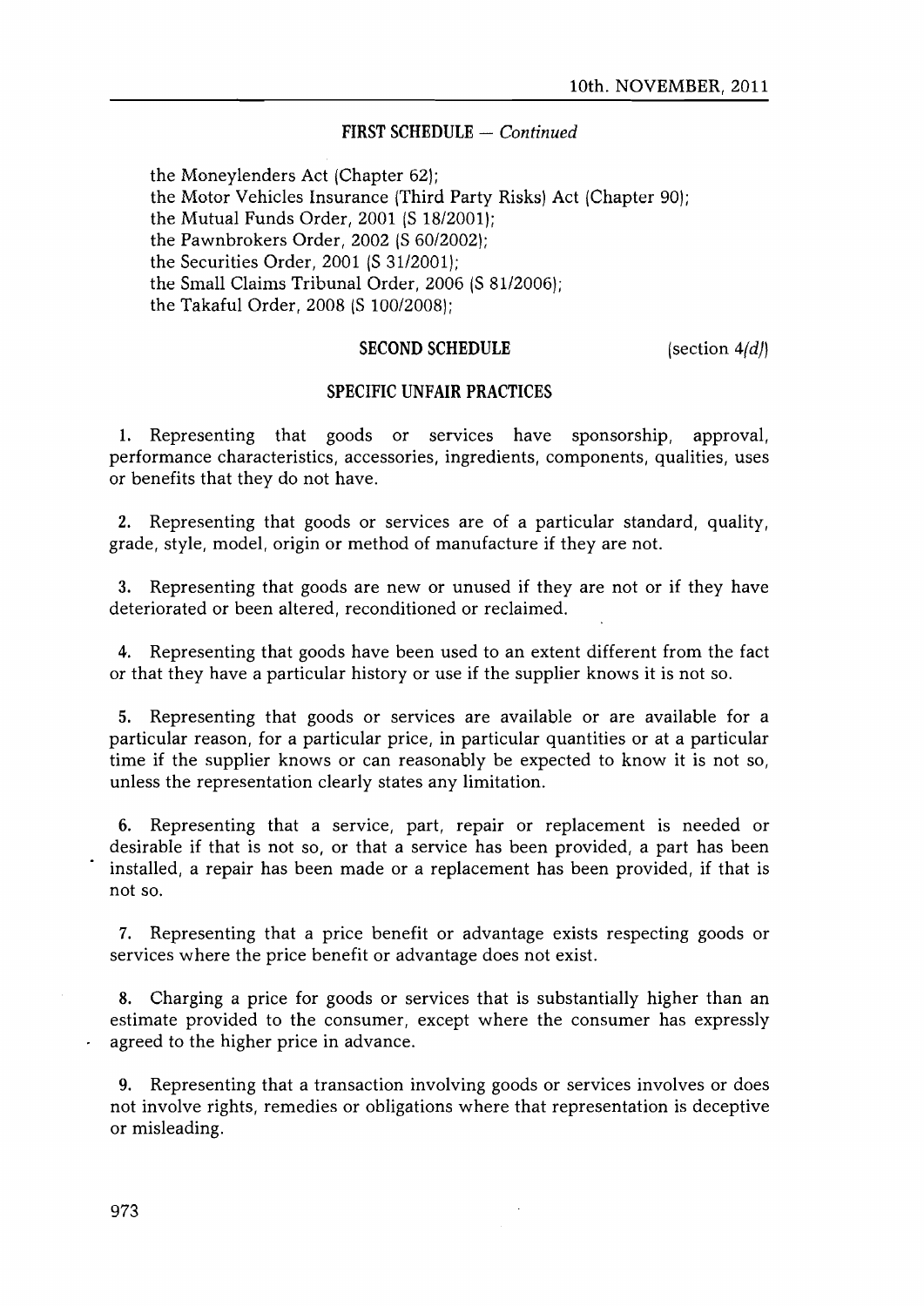**FIRST SCHEDULE** — *Continued*

the Moneylenders Act (Chapter 62);
the Motor Vehicles Insurance (Third Party Risks) Act (Chapter 90);
the Mutual Funds Order, 2001 (S 18/2001);
the Pawnbrokers Order, 2002 (S 60/2002);
the Securities Order, 2001 (S 31/2001);
the Small Claims Tribunal Order, 2006 (S 81/2006);
the Takaful Order, 2008 (S 100/2008);

## SECOND SCHEDULE

(section 4*(d)*)

### SPECIFIC UNFAIR PRACTICES

**1.** Representing that goods or services have sponsorship, approval, performance characteristics, accessories, ingredients, components, qualities, uses or benefits that they do not have.

**2.** Representing that goods or services are of a particular standard, quality, grade, style, model, origin or method of manufacture if they are not.

**3.** Representing that goods are new or unused if they are not or if they have deteriorated or been altered, reconditioned or reclaimed.

**4.** Representing that goods have been used to an extent different from the fact or that they have a particular history or use if the supplier knows it is not so.

**5.** Representing that goods or services are available or are available for a particular reason, for a particular price, in particular quantities or at a particular time if the supplier knows or can reasonably be expected to know it is not so, unless the representation clearly states any limitation.

**6.** Representing that a service, part, repair or replacement is needed or desirable if that is not so, or that a service has been provided, a part has been installed, a repair has been made or a replacement has been provided, if that is not so.

**7.** Representing that a price benefit or advantage exists respecting goods or services where the price benefit or advantage does not exist.

**8.** Charging a price for goods or services that is substantially higher than an estimate provided to the consumer, except where the consumer has expressly agreed to the higher price in advance.

**9.** Representing that a transaction involving goods or services involves or does not involve rights, remedies or obligations where that representation is deceptive or misleading.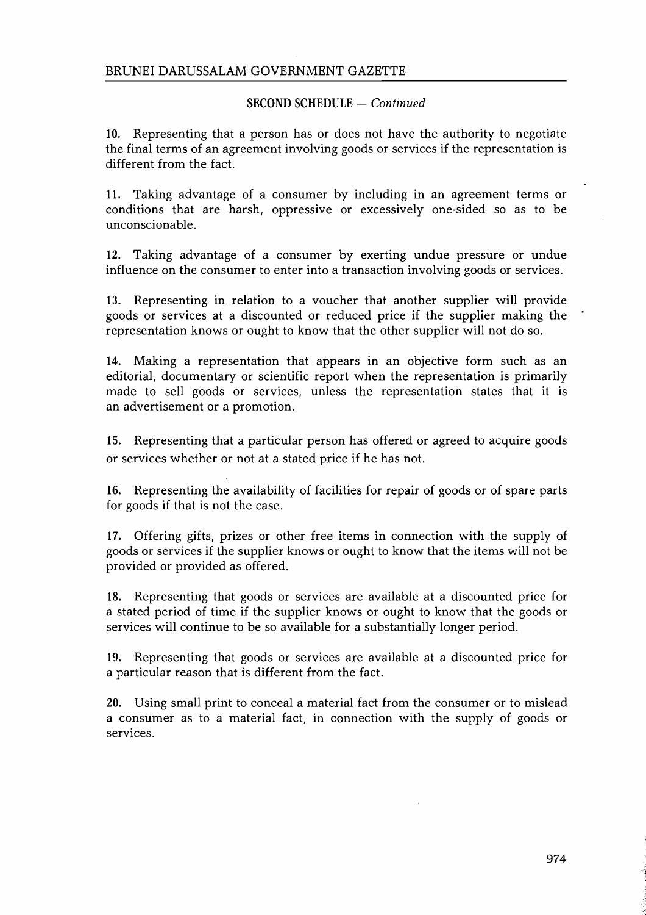**SECOND SCHEDULE** — *Continued*

**10.** Representing that a person has or does not have the authority to negotiate the final terms of an agreement involving goods or services if the representation is different from the fact.

**11.** Taking advantage of a consumer by including in an agreement terms or conditions that are harsh, oppressive or excessively one-sided so as to be unconscionable.

**12.** Taking advantage of a consumer by exerting undue pressure or undue influence on the consumer to enter into a transaction involving goods or services.

**13.** Representing in relation to a voucher that another supplier will provide goods or services at a discounted or reduced price if the supplier making the representation knows or ought to know that the other supplier will not do so.

**14.** Making a representation that appears in an objective form such as an editorial, documentary or scientific report when the representation is primarily made to sell goods or services, unless the representation states that it is an advertisement or a promotion.

**15.** Representing that a particular person has offered or agreed to acquire goods or services whether or not at a stated price if he has not.

**16.** Representing the availability of facilities for repair of goods or of spare parts for goods if that is not the case.

**17.** Offering gifts, prizes or other free items in connection with the supply of goods or services if the supplier knows or ought to know that the items will not be provided or provided as offered.

**18.** Representing that goods or services are available at a discounted price for a stated period of time if the supplier knows or ought to know that the goods or services will continue to be so available for a substantially longer period.

**19.** Representing that goods or services are available at a discounted price for a particular reason that is different from the fact.

**20.** Using small print to conceal a material fact from the consumer or to mislead a consumer as to a material fact, in connection with the supply of goods or services.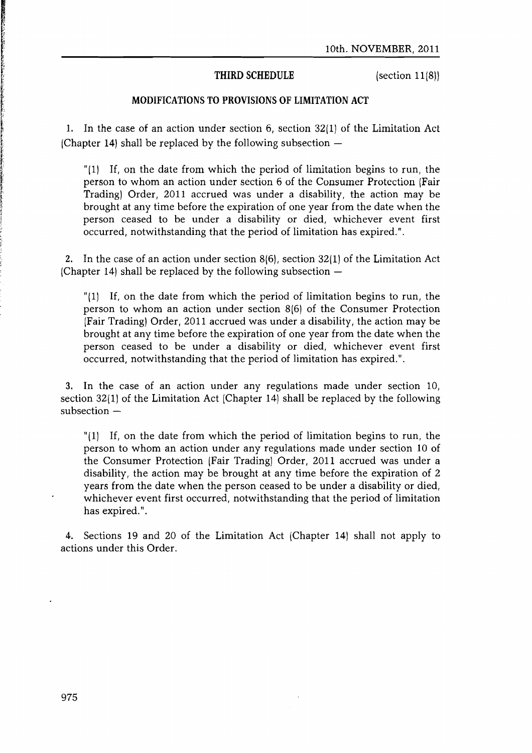## THIRD SCHEDULE

(section 11(8))

### MODIFICATIONS TO PROVISIONS OF LIMITATION ACT

1. In the case of an action under section 6, section 32(1) of the Limitation Act (Chapter 14) shall be replaced by the following subsection —

"(1) If, on the date from which the period of limitation begins to run, the person to whom an action under section 6 of the Consumer Protection (Fair Trading) Order, 2011 accrued was under a disability, the action may be brought at any time before the expiration of one year from the date when the person ceased to be under a disability or died, whichever event first occurred, notwithstanding that the period of limitation has expired.".

2. In the case of an action under section 8(6), section 32(1) of the Limitation Act (Chapter 14) shall be replaced by the following subsection —

"(1) If, on the date from which the period of limitation begins to run, the person to whom an action under section 8(6) of the Consumer Protection (Fair Trading) Order, 2011 accrued was under a disability, the action may be brought at any time before the expiration of one year from the date when the person ceased to be under a disability or died, whichever event first occurred, notwithstanding that the period of limitation has expired.".

3. In the case of an action under any regulations made under section 10, section 32(1) of the Limitation Act (Chapter 14) shall be replaced by the following subsection —

"(1) If, on the date from which the period of limitation begins to run, the person to whom an action under any regulations made under section 10 of the Consumer Protection (Fair Trading) Order, 2011 accrued was under a disability, the action may be brought at any time before the expiration of 2 years from the date when the person ceased to be under a disability or died, whichever event first occurred, notwithstanding that the period of limitation has expired.".

4. Sections 19 and 20 of the Limitation Act (Chapter 14) shall not apply to actions under this Order.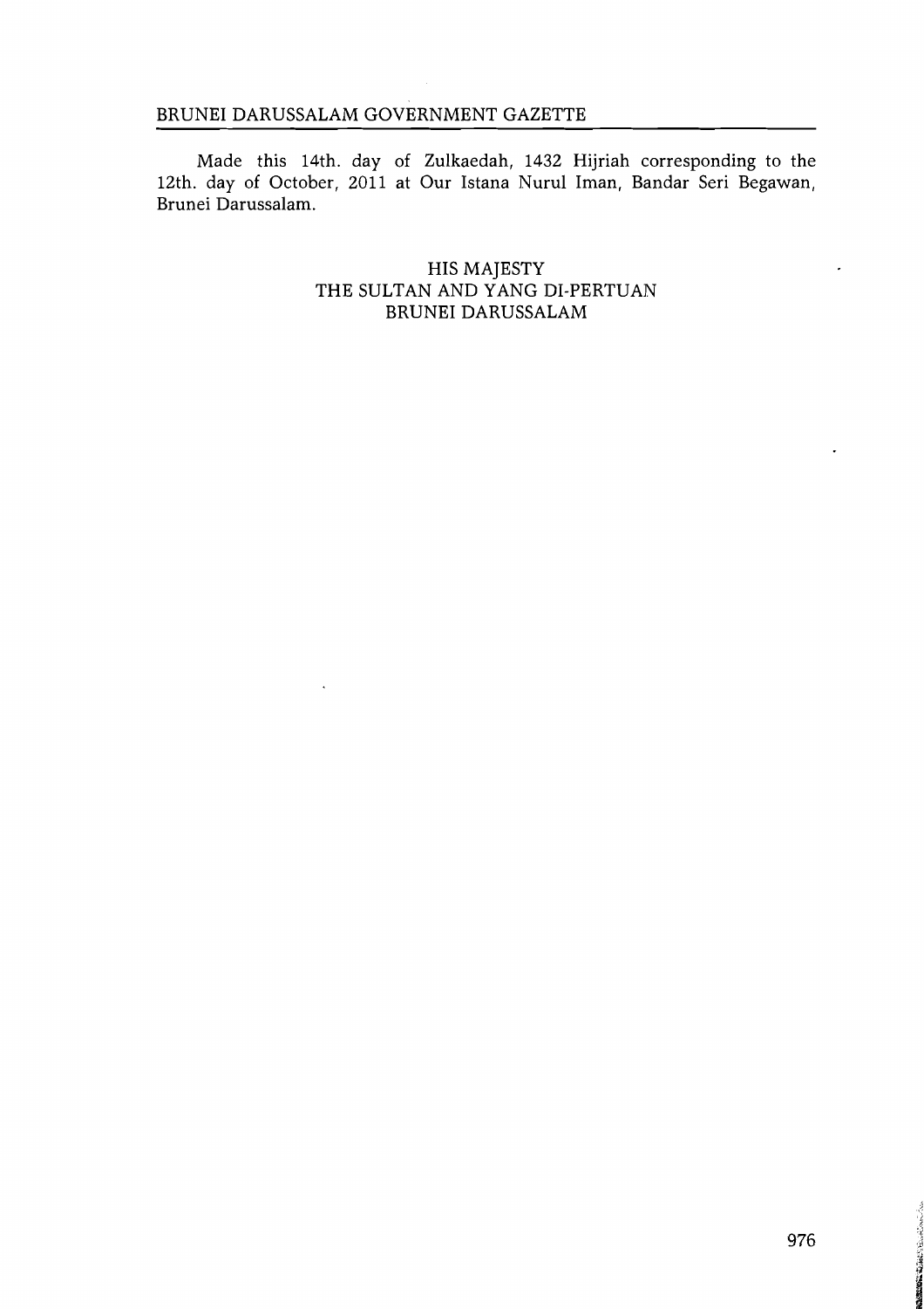Made this 14th. day of Zulkaedah, 1432 Hijriah corresponding to the 12th. day of October, 2011 at Our Istana Nurul Iman, Bandar Seri Begawan, Brunei Darussalam.

HIS MAJESTY
THE SULTAN AND YANG DI-PERTUAN
BRUNEI DARUSSALAM